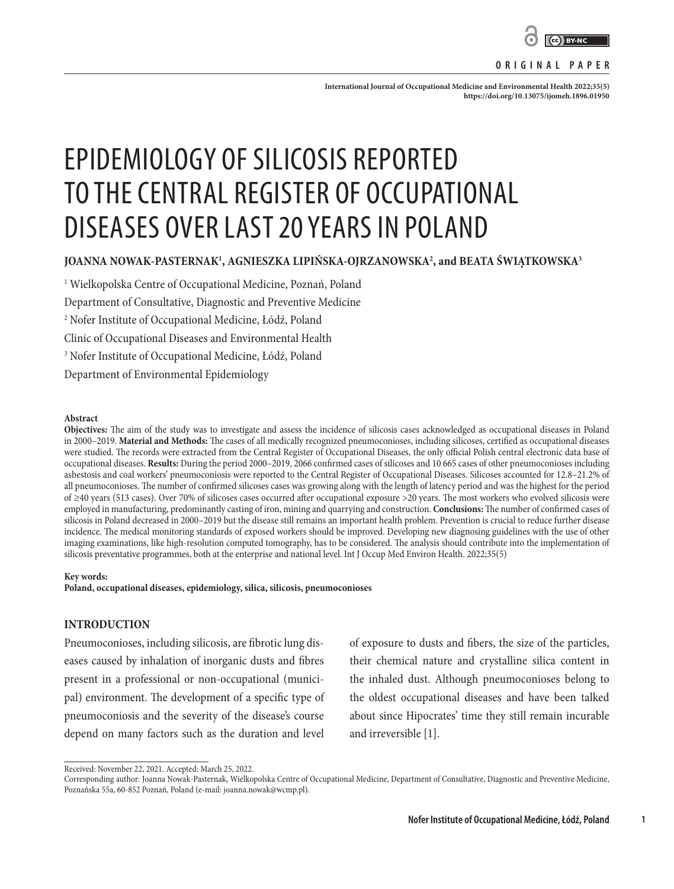ORIGINAL PAPER

# EPIDEMIOLOGY OF SILICOSIS REPORTED TO THE CENTRAL REGISTER OF OCCUPATIONAL DISEASES OVER LAST 20 YEARS IN POLAND

**JOANNA NOWAK-PASTERNAK[1], AGNIESZKA LIPIŃSKA-OJRZANOWSKA[2], and BEATA ŚWIĄTKOWSKA[3]**

[1] Wielkopolska Centre of Occupational Medicine, Poznań, Poland
Department of Consultative, Diagnostic and Preventive Medicine

[2] Nofer Institute of Occupational Medicine, Łódź, Poland
Clinic of Occupational Diseases and Environmental Health

[3] Nofer Institute of Occupational Medicine, Łódź, Poland
Department of Environmental Epidemiology

**Abstract**

**Objectives:** The aim of the study was to investigate and assess the incidence of silicosis cases acknowledged as occupational diseases in Poland in 2000–2019. **Material and Methods:** The cases of all medically recognized pneumoconioses, including silicoses, certified as occupational diseases were studied. The records were extracted from the Central Register of Occupational Diseases, the only official Polish central electronic data base of occupational diseases. **Results:** During the period 2000–2019, 2066 confirmed cases of silicoses and 10 665 cases of other pneumoconioses including asbestosis and coal workers' pneumoconiosis were reported to the Central Register of Occupational Diseases. Silicoses accounted for 12.8–21.2% of all pneumoconioses. The number of confirmed silicoses cases was growing along with the length of latency period and was the highest for the period of ≥40 years (513 cases). Over 70% of silicoses cases occurred after occupational exposure >20 years. The most workers who evolved silicosis were employed in manufacturing, predominantly casting of iron, mining and quarrying and construction. **Conclusions:** The number of confirmed cases of silicosis in Poland decreased in 2000–2019 but the disease still remains an important health problem. Prevention is crucial to reduce further disease incidence. The medical monitoring standards of exposed workers should be improved. Developing new diagnosing guidelines with the use of other imaging examinations, like high-resolution computed tomography, has to be considered. The analysis should contribute into the implementation of silicosis preventative programmes, both at the enterprise and national level. Int J Occup Med Environ Health. 2022;35(5)

**Key words:**
**Poland, occupational diseases, epidemiology, silica, silicosis, pneumoconioses**

## INTRODUCTION

Pneumoconioses, including silicosis, are fibrotic lung diseases caused by inhalation of inorganic dusts and fibres present in a professional or non-occupational (municipal) environment. The development of a specific type of pneumoconiosis and the severity of the disease's course depend on many factors such as the duration and level of exposure to dusts and fibers, the size of the particles, their chemical nature and crystalline silica content in the inhaled dust. Although pneumoconioses belong to the oldest occupational diseases and have been talked about since Hipocrates' time they still remain incurable and irreversible [1].

Received: November 22, 2021. Accepted: March 25, 2022.
Corresponding author: Joanna Nowak-Pasternak, Wielkopolska Centre of Occupational Medicine, Department of Consultative, Diagnostic and Preventive Medicine, Poznańska 55a, 60-852 Poznań, Poland (e-mail: joanna.nowak@wcmp.pl).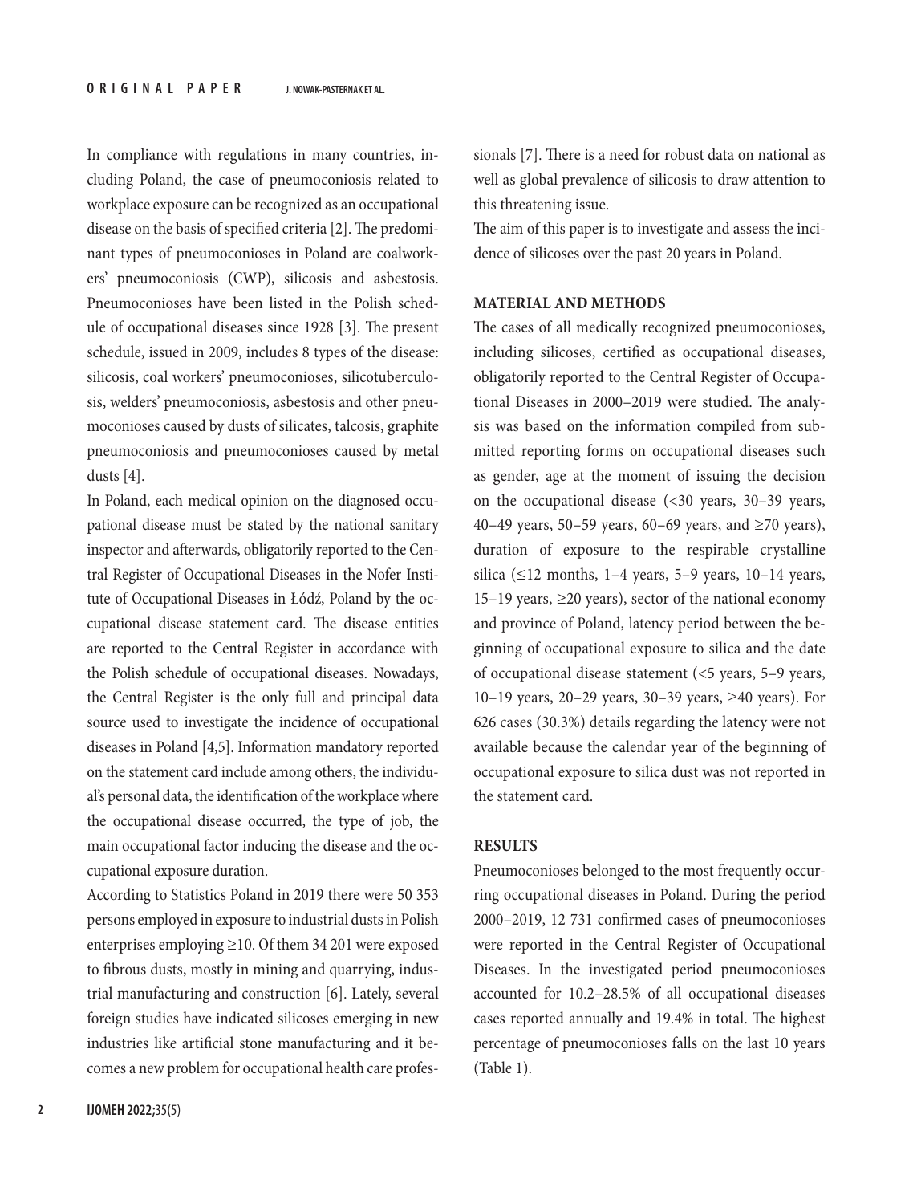In compliance with regulations in many countries, including Poland, the case of pneumoconiosis related to workplace exposure can be recognized as an occupational disease on the basis of specified criteria [2]. The predominant types of pneumoconioses in Poland are coalworkers' pneumoconiosis (CWP), silicosis and asbestosis. Pneumoconioses have been listed in the Polish schedule of occupational diseases since 1928 [3]. The present schedule, issued in 2009, includes 8 types of the disease: silicosis, coal workers' pneumoconioses, silicotuberculosis, welders' pneumoconiosis, asbestosis and other pneumoconioses caused by dusts of silicates, talcosis, graphite pneumoconiosis and pneumoconioses caused by metal dusts [4].

In Poland, each medical opinion on the diagnosed occupational disease must be stated by the national sanitary inspector and afterwards, obligatorily reported to the Central Register of Occupational Diseases in the Nofer Institute of Occupational Diseases in Łódź, Poland by the occupational disease statement card. The disease entities are reported to the Central Register in accordance with the Polish schedule of occupational diseases. Nowadays, the Central Register is the only full and principal data source used to investigate the incidence of occupational diseases in Poland [4,5]. Information mandatory reported on the statement card include among others, the individual's personal data, the identification of the workplace where the occupational disease occurred, the type of job, the main occupational factor inducing the disease and the occupational exposure duration.

According to Statistics Poland in 2019 there were 50 353 persons employed in exposure to industrial dusts in Polish enterprises employing ≥10. Of them 34 201 were exposed to fibrous dusts, mostly in mining and quarrying, industrial manufacturing and construction [6]. Lately, several foreign studies have indicated silicoses emerging in new industries like artificial stone manufacturing and it becomes a new problem for occupational health care professionals [7]. There is a need for robust data on national as well as global prevalence of silicosis to draw attention to this threatening issue.

The aim of this paper is to investigate and assess the incidence of silicoses over the past 20 years in Poland.

## MATERIAL AND METHODS

The cases of all medically recognized pneumoconioses, including silicoses, certified as occupational diseases, obligatorily reported to the Central Register of Occupational Diseases in 2000–2019 were studied. The analysis was based on the information compiled from submitted reporting forms on occupational diseases such as gender, age at the moment of issuing the decision on the occupational disease (<30 years, 30–39 years, 40–49 years, 50–59 years, 60–69 years, and ≥70 years), duration of exposure to the respirable crystalline silica (≤12 months, 1–4 years, 5–9 years, 10–14 years, 15–19 years, ≥20 years), sector of the national economy and province of Poland, latency period between the beginning of occupational exposure to silica and the date of occupational disease statement (<5 years, 5–9 years, 10–19 years, 20–29 years, 30–39 years, ≥40 years). For 626 cases (30.3%) details regarding the latency were not available because the calendar year of the beginning of occupational exposure to silica dust was not reported in the statement card.

## RESULTS

Pneumoconioses belonged to the most frequently occurring occupational diseases in Poland. During the period 2000–2019, 12 731 confirmed cases of pneumoconioses were reported in the Central Register of Occupational Diseases. In the investigated period pneumoconioses accounted for 10.2–28.5% of all occupational diseases cases reported annually and 19.4% in total. The highest percentage of pneumoconioses falls on the last 10 years (Table 1).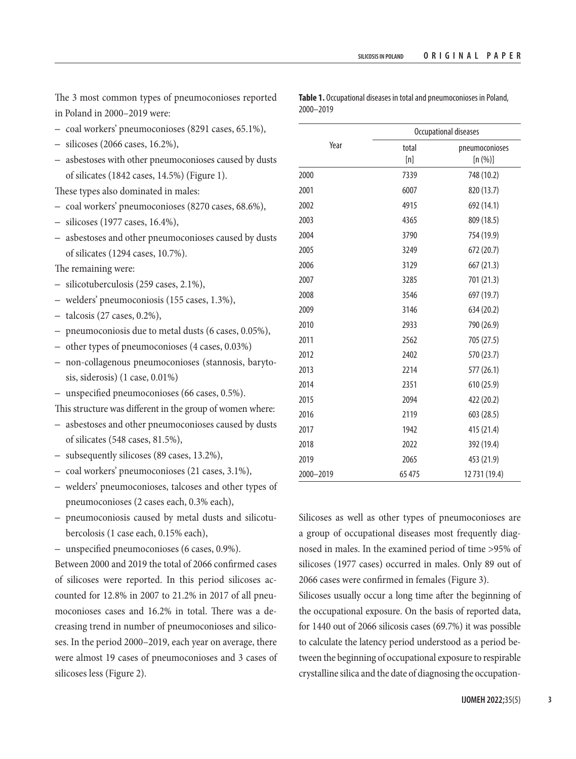The 3 most common types of pneumoconioses reported in Poland in 2000–2019 were:

– coal workers' pneumoconioses (8291 cases, 65.1%),
– silicoses (2066 cases, 16.2%),
– asbestoses with other pneumoconioses caused by dusts of silicates (1842 cases, 14.5%) (Figure 1).

These types also dominated in males:

– coal workers' pneumoconioses (8270 cases, 68.6%),
– silicoses (1977 cases, 16.4%),
– asbestoses and other pneumoconioses caused by dusts of silicates (1294 cases, 10.7%).

The remaining were:

– silicotuberculosis (259 cases, 2.1%),
– welders' pneumoconiosis (155 cases, 1.3%),
– talcosis (27 cases, 0.2%),
– pneumoconiosis due to metal dusts (6 cases, 0.05%),
– other types of pneumoconioses (4 cases, 0.03%)
– non-collagenous pneumoconioses (stannosis, barytosis, siderosis) (1 case, 0.01%)
– unspecified pneumoconioses (66 cases, 0.5%).

This structure was different in the group of women where:

– asbestoses and other pneumoconioses caused by dusts of silicates (548 cases, 81.5%),
– subsequently silicoses (89 cases, 13.2%),
– coal workers' pneumoconioses (21 cases, 3.1%),
– welders' pneumoconioses, talcoses and other types of pneumoconioses (2 cases each, 0.3% each),
– pneumoconiosis caused by metal dusts and silicotubercolosis (1 case each, 0.15% each),
– unspecified pneumoconioses (6 cases, 0.9%).

Between 2000 and 2019 the total of 2066 confirmed cases of silicoses were reported. In this period silicoses accounted for 12.8% in 2007 to 21.2% in 2017 of all pneumoconioses cases and 16.2% in total. There was a decreasing trend in number of pneumoconioses and silicoses. In the period 2000–2019, each year on average, there were almost 19 cases of pneumoconioses and 3 cases of silicoses less (Figure 2).

**Table 1.** Occupational diseases in total and pneumoconioses in Poland, 2000–2019

| Year | Occupational diseases | |
|---|---|---|
| | total [n] | pneumoconioses [n (%)] |
| 2000 | 7339 | 748 (10.2) |
| 2001 | 6007 | 820 (13.7) |
| 2002 | 4915 | 692 (14.1) |
| 2003 | 4365 | 809 (18.5) |
| 2004 | 3790 | 754 (19.9) |
| 2005 | 3249 | 672 (20.7) |
| 2006 | 3129 | 667 (21.3) |
| 2007 | 3285 | 701 (21.3) |
| 2008 | 3546 | 697 (19.7) |
| 2009 | 3146 | 634 (20.2) |
| 2010 | 2933 | 790 (26.9) |
| 2011 | 2562 | 705 (27.5) |
| 2012 | 2402 | 570 (23.7) |
| 2013 | 2214 | 577 (26.1) |
| 2014 | 2351 | 610 (25.9) |
| 2015 | 2094 | 422 (20.2) |
| 2016 | 2119 | 603 (28.5) |
| 2017 | 1942 | 415 (21.4) |
| 2018 | 2022 | 392 (19.4) |
| 2019 | 2065 | 453 (21.9) |
| 2000–2019 | 65 475 | 12 731 (19.4) |

Silicoses as well as other types of pneumoconioses are a group of occupational diseases most frequently diagnosed in males. In the examined period of time >95% of silicoses (1977 cases) occurred in males. Only 89 out of 2066 cases were confirmed in females (Figure 3).

Silicoses usually occur a long time after the beginning of the occupational exposure. On the basis of reported data, for 1440 out of 2066 silicosis cases (69.7%) it was possible to calculate the latency period understood as a period between the beginning of occupational exposure to respirable crystalline silica and the date of diagnosing the occupation-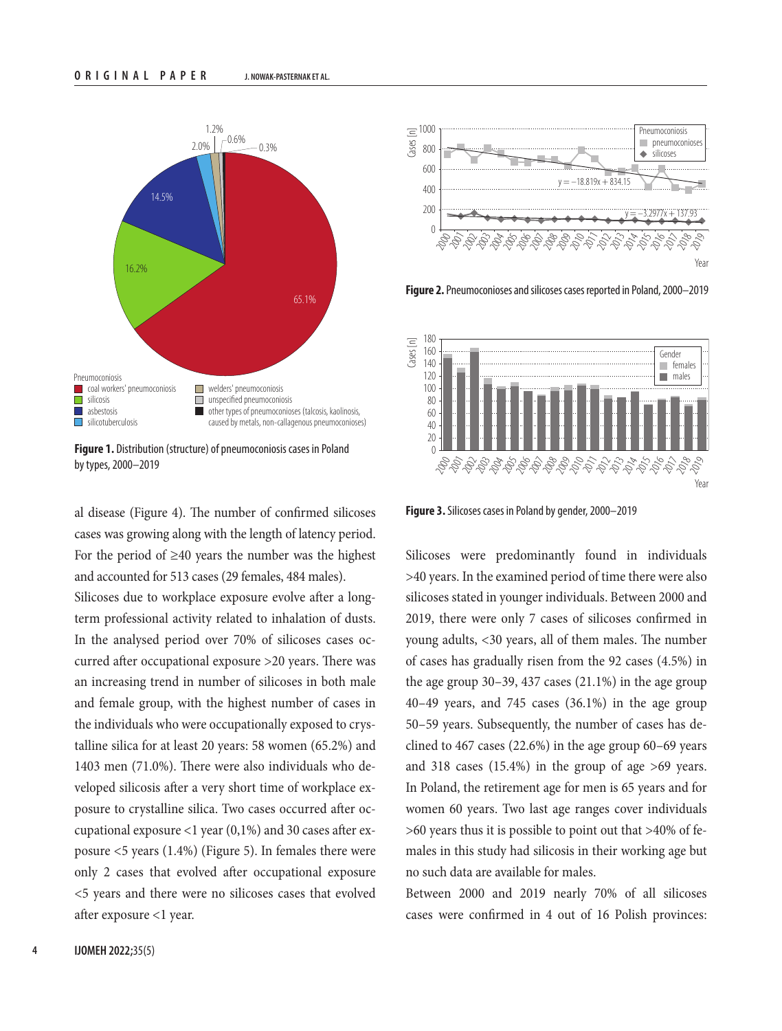**Figure 1.** Distribution (structure) of pneumoconiosis cases in Poland by types, 2000–2019

**Figure 2.** Pneumoconioses and silicoses cases reported in Poland, 2000–2019

**Figure 3.** Silicoses cases in Poland by gender, 2000–2019

al disease (Figure 4). The number of confirmed silicoses cases was growing along with the length of latency period. For the period of ≥40 years the number was the highest and accounted for 513 cases (29 females, 484 males).

Silicoses due to workplace exposure evolve after a long-term professional activity related to inhalation of dusts. In the analysed period over 70% of silicoses cases occurred after occupational exposure >20 years. There was an increasing trend in number of silicoses in both male and female group, with the highest number of cases in the individuals who were occupationally exposed to crystalline silica for at least 20 years: 58 women (65.2%) and 1403 men (71.0%). There were also individuals who developed silicosis after a very short time of workplace exposure to crystalline silica. Two cases occurred after occupational exposure <1 year (0,1%) and 30 cases after exposure <5 years (1.4%) (Figure 5). In females there were only 2 cases that evolved after occupational exposure <5 years and there were no silicoses cases that evolved after exposure <1 year.

Silicoses were predominantly found in individuals >40 years. In the examined period of time there were also silicoses stated in younger individuals. Between 2000 and 2019, there were only 7 cases of silicoses confirmed in young adults, <30 years, all of them males. The number of cases has gradually risen from the 92 cases (4.5%) in the age group 30–39, 437 cases (21.1%) in the age group 40–49 years, and 745 cases (36.1%) in the age group 50–59 years. Subsequently, the number of cases has declined to 467 cases (22.6%) in the age group 60–69 years and 318 cases (15.4%) in the group of age >69 years. In Poland, the retirement age for men is 65 years and for women 60 years. Two last age ranges cover individuals >60 years thus it is possible to point out that >40% of females in this study had silicosis in their working age but no such data are available for males.

Between 2000 and 2019 nearly 70% of all silicoses cases were confirmed in 4 out of 16 Polish provinces: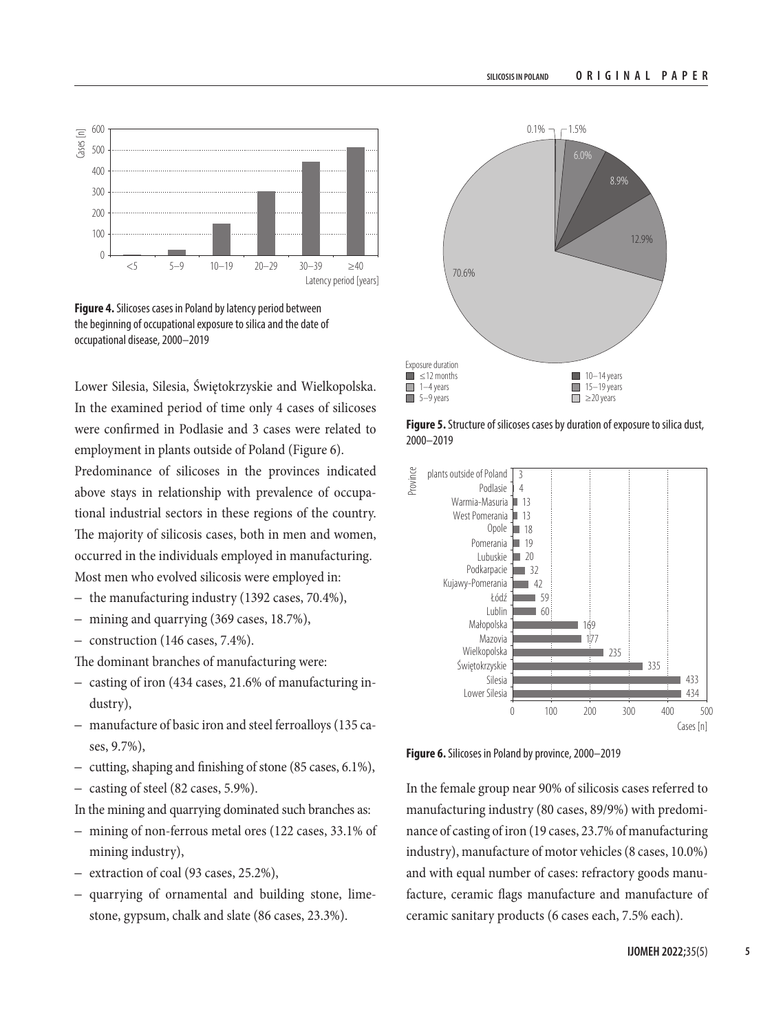Figure 4. Silicoses cases in Poland by latency period between the beginning of occupational exposure to silica and the date of occupational disease, 2000–2019

Lower Silesia, Silesia, Świętokrzyskie and Wielkopolska. In the examined period of time only 4 cases of silicoses were confirmed in Podlasie and 3 cases were related to employment in plants outside of Poland (Figure 6).

Predominance of silicoses in the provinces indicated above stays in relationship with prevalence of occupational industrial sectors in these regions of the country. The majority of silicosis cases, both in men and women, occurred in the individuals employed in manufacturing.

Most men who evolved silicosis were employed in:

– the manufacturing industry (1392 cases, 70.4%),
– mining and quarrying (369 cases, 18.7%),
– construction (146 cases, 7.4%).

The dominant branches of manufacturing were:

– casting of iron (434 cases, 21.6% of manufacturing industry),
– manufacture of basic iron and steel ferroalloys (135 cases, 9.7%),
– cutting, shaping and finishing of stone (85 cases, 6.1%),
– casting of steel (82 cases, 5.9%).

In the mining and quarrying dominated such branches as:

– mining of non-ferrous metal ores (122 cases, 33.1% of mining industry),
– extraction of coal (93 cases, 25.2%),
– quarrying of ornamental and building stone, limestone, gypsum, chalk and slate (86 cases, 23.3%).

Figure 5. Structure of silicoses cases by duration of exposure to silica dust, 2000–2019

Figure 6. Silicoses in Poland by province, 2000–2019

In the female group near 90% of silicosis cases referred to manufacturing industry (80 cases, 89/9%) with predominance of casting of iron (19 cases, 23.7% of manufacturing industry), manufacture of motor vehicles (8 cases, 10.0%) and with equal number of cases: refractory goods manufacture, ceramic flags manufacture and manufacture of ceramic sanitary products (6 cases each, 7.5% each).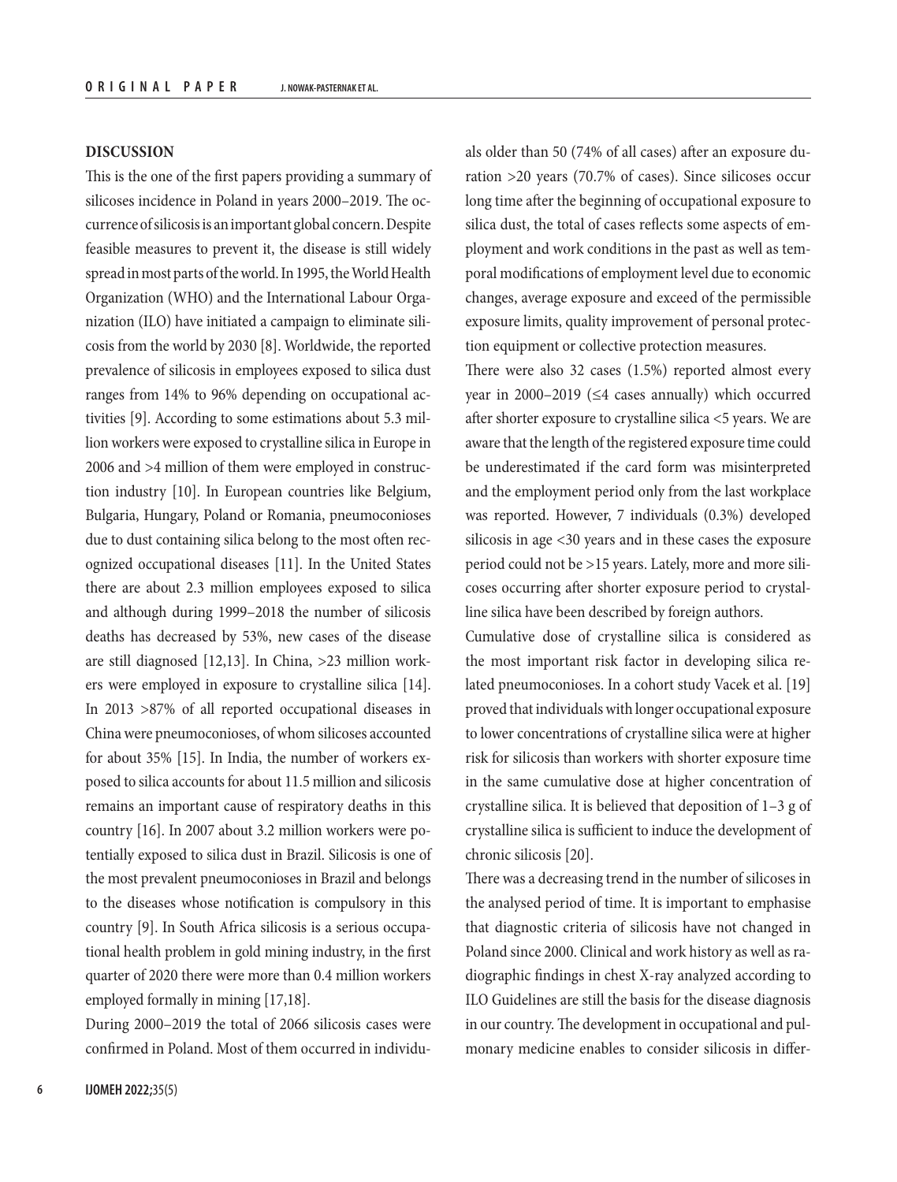## DISCUSSION

This is the one of the first papers providing a summary of silicoses incidence in Poland in years 2000–2019. The occurrence of silicosis is an important global concern. Despite feasible measures to prevent it, the disease is still widely spread in most parts of the world. In 1995, the World Health Organization (WHO) and the International Labour Organization (ILO) have initiated a campaign to eliminate silicosis from the world by 2030 [8]. Worldwide, the reported prevalence of silicosis in employees exposed to silica dust ranges from 14% to 96% depending on occupational activities [9]. According to some estimations about 5.3 million workers were exposed to crystalline silica in Europe in 2006 and >4 million of them were employed in construction industry [10]. In European countries like Belgium, Bulgaria, Hungary, Poland or Romania, pneumoconioses due to dust containing silica belong to the most often recognized occupational diseases [11]. In the United States there are about 2.3 million employees exposed to silica and although during 1999–2018 the number of silicosis deaths has decreased by 53%, new cases of the disease are still diagnosed [12,13]. In China, >23 million workers were employed in exposure to crystalline silica [14]. In 2013 >87% of all reported occupational diseases in China were pneumoconioses, of whom silicoses accounted for about 35% [15]. In India, the number of workers exposed to silica accounts for about 11.5 million and silicosis remains an important cause of respiratory deaths in this country [16]. In 2007 about 3.2 million workers were potentially exposed to silica dust in Brazil. Silicosis is one of the most prevalent pneumoconioses in Brazil and belongs to the diseases whose notification is compulsory in this country [9]. In South Africa silicosis is a serious occupational health problem in gold mining industry, in the first quarter of 2020 there were more than 0.4 million workers employed formally in mining [17,18].

During 2000–2019 the total of 2066 silicosis cases were confirmed in Poland. Most of them occurred in individuals older than 50 (74% of all cases) after an exposure duration >20 years (70.7% of cases). Since silicoses occur long time after the beginning of occupational exposure to silica dust, the total of cases reflects some aspects of employment and work conditions in the past as well as temporal modifications of employment level due to economic changes, average exposure and exceed of the permissible exposure limits, quality improvement of personal protection equipment or collective protection measures.

There were also 32 cases (1.5%) reported almost every year in 2000–2019 (≤4 cases annually) which occurred after shorter exposure to crystalline silica <5 years. We are aware that the length of the registered exposure time could be underestimated if the card form was misinterpreted and the employment period only from the last workplace was reported. However, 7 individuals (0.3%) developed silicosis in age <30 years and in these cases the exposure period could not be >15 years. Lately, more and more silicoses occurring after shorter exposure period to crystalline silica have been described by foreign authors.

Cumulative dose of crystalline silica is considered as the most important risk factor in developing silica related pneumoconioses. In a cohort study Vacek et al. [19] proved that individuals with longer occupational exposure to lower concentrations of crystalline silica were at higher risk for silicosis than workers with shorter exposure time in the same cumulative dose at higher concentration of crystalline silica. It is believed that deposition of 1–3 g of crystalline silica is sufficient to induce the development of chronic silicosis [20].

There was a decreasing trend in the number of silicoses in the analysed period of time. It is important to emphasise that diagnostic criteria of silicosis have not changed in Poland since 2000. Clinical and work history as well as radiographic findings in chest X-ray analyzed according to ILO Guidelines are still the basis for the disease diagnosis in our country. The development in occupational and pulmonary medicine enables to consider silicosis in differ-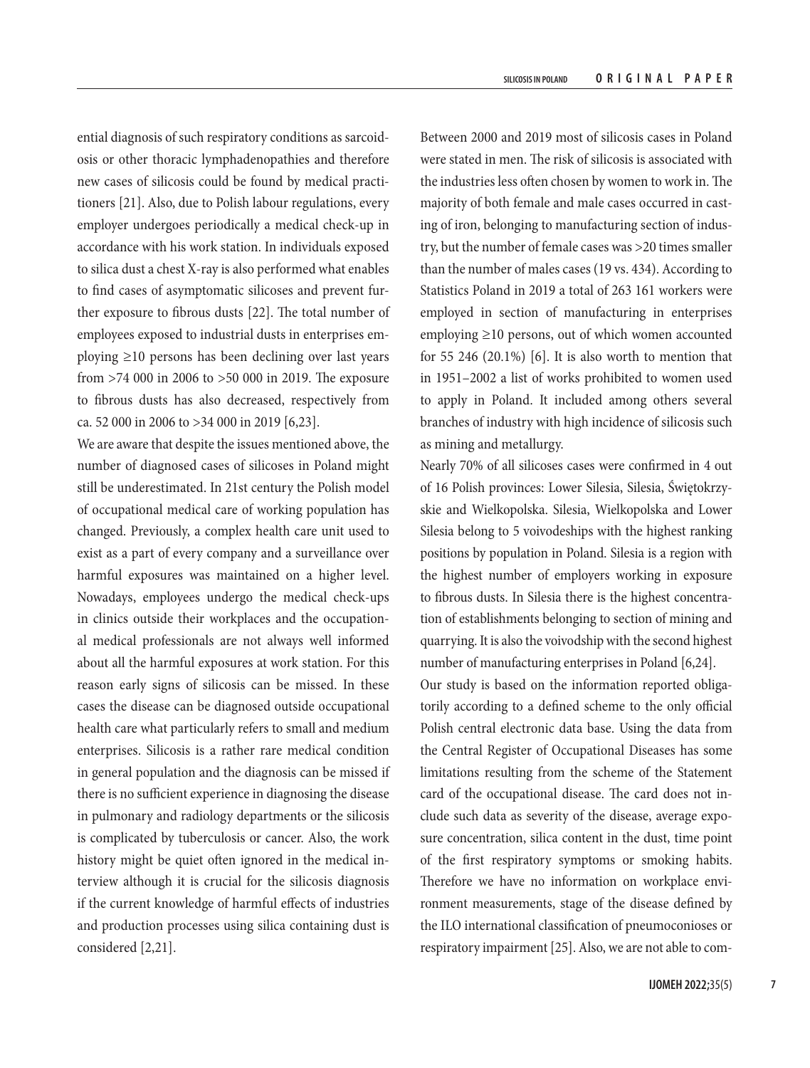ential diagnosis of such respiratory conditions as sarcoidosis or other thoracic lymphadenopathies and therefore new cases of silicosis could be found by medical practitioners [21]. Also, due to Polish labour regulations, every employer undergoes periodically a medical check-up in accordance with his work station. In individuals exposed to silica dust a chest X-ray is also performed what enables to find cases of asymptomatic silicoses and prevent further exposure to fibrous dusts [22]. The total number of employees exposed to industrial dusts in enterprises employing ≥10 persons has been declining over last years from >74 000 in 2006 to >50 000 in 2019. The exposure to fibrous dusts has also decreased, respectively from ca. 52 000 in 2006 to >34 000 in 2019 [6,23].

We are aware that despite the issues mentioned above, the number of diagnosed cases of silicoses in Poland might still be underestimated. In 21st century the Polish model of occupational medical care of working population has changed. Previously, a complex health care unit used to exist as a part of every company and a surveillance over harmful exposures was maintained on a higher level. Nowadays, employees undergo the medical check-ups in clinics outside their workplaces and the occupational medical professionals are not always well informed about all the harmful exposures at work station. For this reason early signs of silicosis can be missed. In these cases the disease can be diagnosed outside occupational health care what particularly refers to small and medium enterprises. Silicosis is a rather rare medical condition in general population and the diagnosis can be missed if there is no sufficient experience in diagnosing the disease in pulmonary and radiology departments or the silicosis is complicated by tuberculosis or cancer. Also, the work history might be quiet often ignored in the medical interview although it is crucial for the silicosis diagnosis if the current knowledge of harmful effects of industries and production processes using silica containing dust is considered [2,21].

Between 2000 and 2019 most of silicosis cases in Poland were stated in men. The risk of silicosis is associated with the industries less often chosen by women to work in. The majority of both female and male cases occurred in casting of iron, belonging to manufacturing section of industry, but the number of female cases was >20 times smaller than the number of males cases (19 vs. 434). According to Statistics Poland in 2019 a total of 263 161 workers were employed in section of manufacturing in enterprises employing ≥10 persons, out of which women accounted for 55 246 (20.1%) [6]. It is also worth to mention that in 1951–2002 a list of works prohibited to women used to apply in Poland. It included among others several branches of industry with high incidence of silicosis such as mining and metallurgy.

Nearly 70% of all silicoses cases were confirmed in 4 out of 16 Polish provinces: Lower Silesia, Silesia, Świętokrzyskie and Wielkopolska. Silesia, Wielkopolska and Lower Silesia belong to 5 voivodeships with the highest ranking positions by population in Poland. Silesia is a region with the highest number of employers working in exposure to fibrous dusts. In Silesia there is the highest concentration of establishments belonging to section of mining and quarrying. It is also the voivodship with the second highest number of manufacturing enterprises in Poland [6,24].

Our study is based on the information reported obligatorily according to a defined scheme to the only official Polish central electronic data base. Using the data from the Central Register of Occupational Diseases has some limitations resulting from the scheme of the Statement card of the occupational disease. The card does not include such data as severity of the disease, average exposure concentration, silica content in the dust, time point of the first respiratory symptoms or smoking habits. Therefore we have no information on workplace environment measurements, stage of the disease defined by the ILO international classification of pneumoconioses or respiratory impairment [25]. Also, we are not able to com-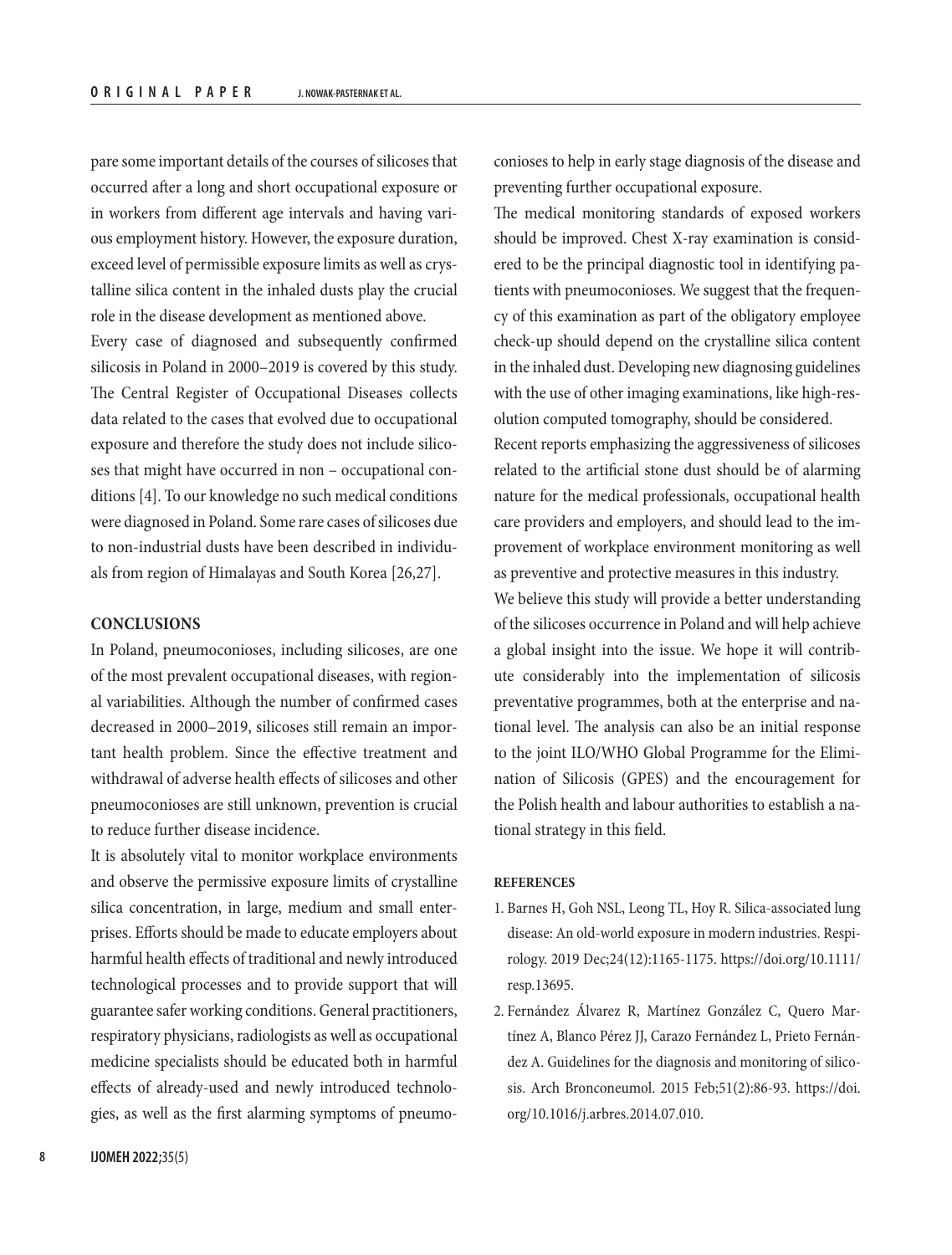pare some important details of the courses of silicoses that occurred after a long and short occupational exposure or in workers from different age intervals and having various employment history. However, the exposure duration, exceed level of permissible exposure limits as well as crystalline silica content in the inhaled dusts play the crucial role in the disease development as mentioned above.

Every case of diagnosed and subsequently confirmed silicosis in Poland in 2000–2019 is covered by this study. The Central Register of Occupational Diseases collects data related to the cases that evolved due to occupational exposure and therefore the study does not include silicoses that might have occurred in non – occupational conditions [4]. To our knowledge no such medical conditions were diagnosed in Poland. Some rare cases of silicoses due to non-industrial dusts have been described in individuals from region of Himalayas and South Korea [26,27].

## CONCLUSIONS

In Poland, pneumoconioses, including silicoses, are one of the most prevalent occupational diseases, with regional variabilities. Although the number of confirmed cases decreased in 2000–2019, silicoses still remain an important health problem. Since the effective treatment and withdrawal of adverse health effects of silicoses and other pneumoconioses are still unknown, prevention is crucial to reduce further disease incidence.

It is absolutely vital to monitor workplace environments and observe the permissive exposure limits of crystalline silica concentration, in large, medium and small enterprises. Efforts should be made to educate employers about harmful health effects of traditional and newly introduced technological processes and to provide support that will guarantee safer working conditions. General practitioners, respiratory physicians, radiologists as well as occupational medicine specialists should be educated both in harmful effects of already-used and newly introduced technologies, as well as the first alarming symptoms of pneumoconioses to help in early stage diagnosis of the disease and preventing further occupational exposure.

The medical monitoring standards of exposed workers should be improved. Chest X-ray examination is considered to be the principal diagnostic tool in identifying patients with pneumoconioses. We suggest that the frequency of this examination as part of the obligatory employee check-up should depend on the crystalline silica content in the inhaled dust. Developing new diagnosing guidelines with the use of other imaging examinations, like high-resolution computed tomography, should be considered.

Recent reports emphasizing the aggressiveness of silicoses related to the artificial stone dust should be of alarming nature for the medical professionals, occupational health care providers and employers, and should lead to the improvement of workplace environment monitoring as well as preventive and protective measures in this industry.

We believe this study will provide a better understanding of the silicoses occurrence in Poland and will help achieve a global insight into the issue. We hope it will contribute considerably into the implementation of silicosis preventative programmes, both at the enterprise and national level. The analysis can also be an initial response to the joint ILO/WHO Global Programme for the Elimination of Silicosis (GPES) and the encouragement for the Polish health and labour authorities to establish a national strategy in this field.

## REFERENCES

1. Barnes H, Goh NSL, Leong TL, Hoy R. Silica-associated lung disease: An old-world exposure in modern industries. Respirology. 2019 Dec;24(12):1165-1175. https://doi.org/10.1111/resp.13695.
2. Fernández Álvarez R, Martínez González C, Quero Martínez A, Blanco Pérez JJ, Carazo Fernández L, Prieto Fernández A. Guidelines for the diagnosis and monitoring of silicosis. Arch Bronconeumol. 2015 Feb;51(2):86-93. https://doi.org/10.1016/j.arbres.2014.07.010.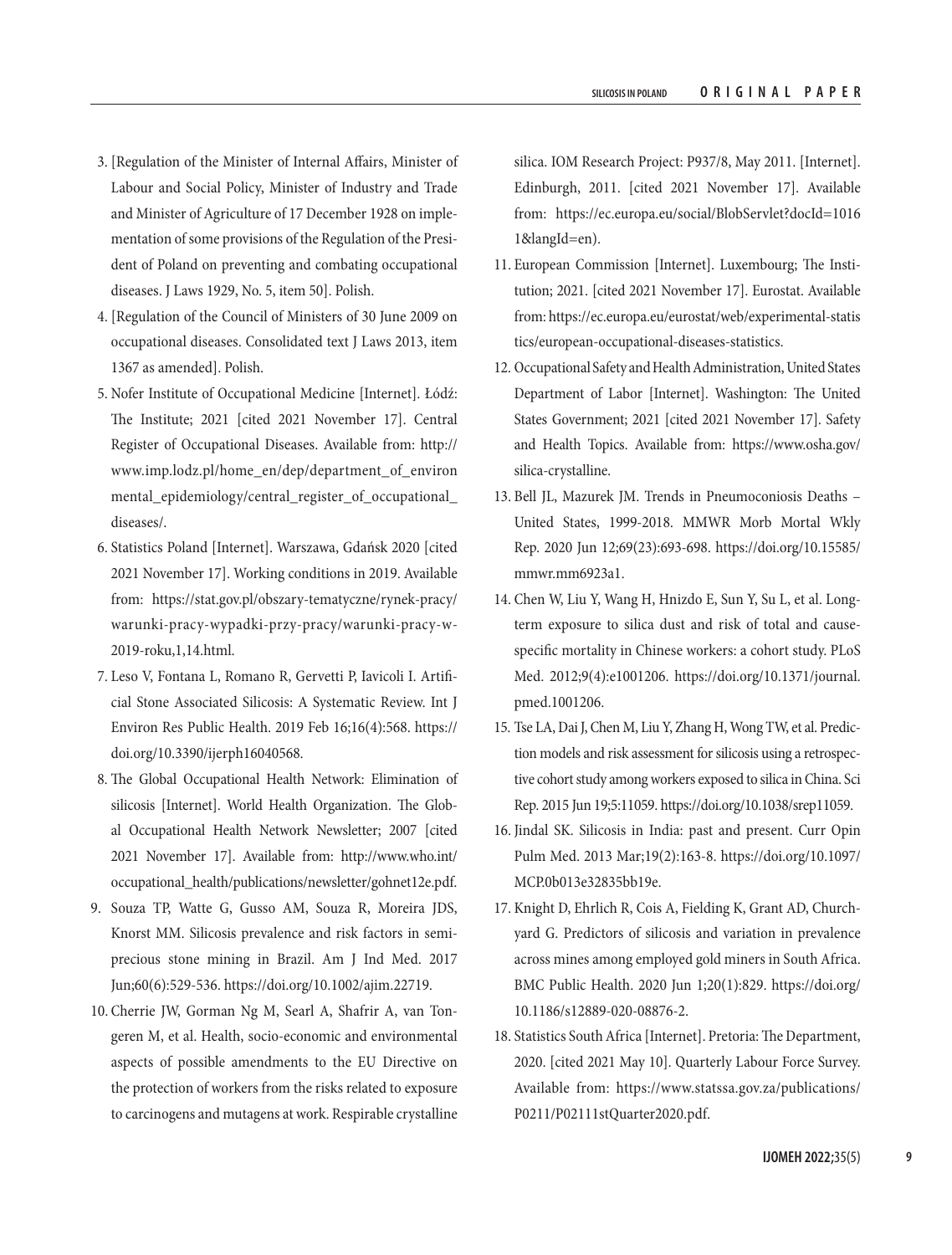3. [Regulation of the Minister of Internal Affairs, Minister of Labour and Social Policy, Minister of Industry and Trade and Minister of Agriculture of 17 December 1928 on implementation of some provisions of the Regulation of the President of Poland on preventing and combating occupational diseases. J Laws 1929, No. 5, item 50]. Polish.
4. [Regulation of the Council of Ministers of 30 June 2009 on occupational diseases. Consolidated text J Laws 2013, item 1367 as amended]. Polish.
5. Nofer Institute of Occupational Medicine [Internet]. Łódź: The Institute; 2021 [cited 2021 November 17]. Central Register of Occupational Diseases. Available from: http://www.imp.lodz.pl/home_en/dep/department_of_environmental_epidemiology/central_register_of_occupational_diseases/.
6. Statistics Poland [Internet]. Warszawa, Gdańsk 2020 [cited 2021 November 17]. Working conditions in 2019. Available from: https://stat.gov.pl/obszary-tematyczne/rynek-pracy/warunki-pracy-wypadki-przy-pracy/warunki-pracy-w-2019-roku,1,14.html.
7. Leso V, Fontana L, Romano R, Gervetti P, Iavicoli I. Artificial Stone Associated Silicosis: A Systematic Review. Int J Environ Res Public Health. 2019 Feb 16;16(4):568. https://doi.org/10.3390/ijerph16040568.
8. The Global Occupational Health Network: Elimination of silicosis [Internet]. World Health Organization. The Global Occupational Health Network Newsletter; 2007 [cited 2021 November 17]. Available from: http://www.who.int/occupational_health/publications/newsletter/gohnet12e.pdf.
9. Souza TP, Watte G, Gusso AM, Souza R, Moreira JDS, Knorst MM. Silicosis prevalence and risk factors in semi-precious stone mining in Brazil. Am J Ind Med. 2017 Jun;60(6):529-536. https://doi.org/10.1002/ajim.22719.
10. Cherrie JW, Gorman Ng M, Searl A, Shafrir A, van Tongeren M, et al. Health, socio-economic and environmental aspects of possible amendments to the EU Directive on the protection of workers from the risks related to exposure to carcinogens and mutagens at work. Respirable crystalline silica. IOM Research Project: P937/8, May 2011. [Internet]. Edinburgh, 2011. [cited 2021 November 17]. Available from: https://ec.europa.eu/social/BlobServlet?docId=10161&langId=en).
11. European Commission [Internet]. Luxembourg; The Institution; 2021. [cited 2021 November 17]. Eurostat. Available from: https://ec.europa.eu/eurostat/web/experimental-statistics/european-occupational-diseases-statistics.
12. Occupational Safety and Health Administration, United States Department of Labor [Internet]. Washington: The United States Government; 2021 [cited 2021 November 17]. Safety and Health Topics. Available from: https://www.osha.gov/silica-crystalline.
13. Bell JL, Mazurek JM. Trends in Pneumoconiosis Deaths – United States, 1999-2018. MMWR Morb Mortal Wkly Rep. 2020 Jun 12;69(23):693-698. https://doi.org/10.15585/mmwr.mm6923a1.
14. Chen W, Liu Y, Wang H, Hnizdo E, Sun Y, Su L, et al. Long-term exposure to silica dust and risk of total and cause-specific mortality in Chinese workers: a cohort study. PLoS Med. 2012;9(4):e1001206. https://doi.org/10.1371/journal.pmed.1001206.
15. Tse LA, Dai J, Chen M, Liu Y, Zhang H, Wong TW, et al. Prediction models and risk assessment for silicosis using a retrospective cohort study among workers exposed to silica in China. Sci Rep. 2015 Jun 19;5:11059. https://doi.org/10.1038/srep11059.
16. Jindal SK. Silicosis in India: past and present. Curr Opin Pulm Med. 2013 Mar;19(2):163-8. https://doi.org/10.1097/MCP.0b013e32835bb19e.
17. Knight D, Ehrlich R, Cois A, Fielding K, Grant AD, Churchyard G. Predictors of silicosis and variation in prevalence across mines among employed gold miners in South Africa. BMC Public Health. 2020 Jun 1;20(1):829. https://doi.org/10.1186/s12889-020-08876-2.
18. Statistics South Africa [Internet]. Pretoria: The Department, 2020. [cited 2021 May 10]. Quarterly Labour Force Survey. Available from: https://www.statssa.gov.za/publications/P0211/P02111stQuarter2020.pdf.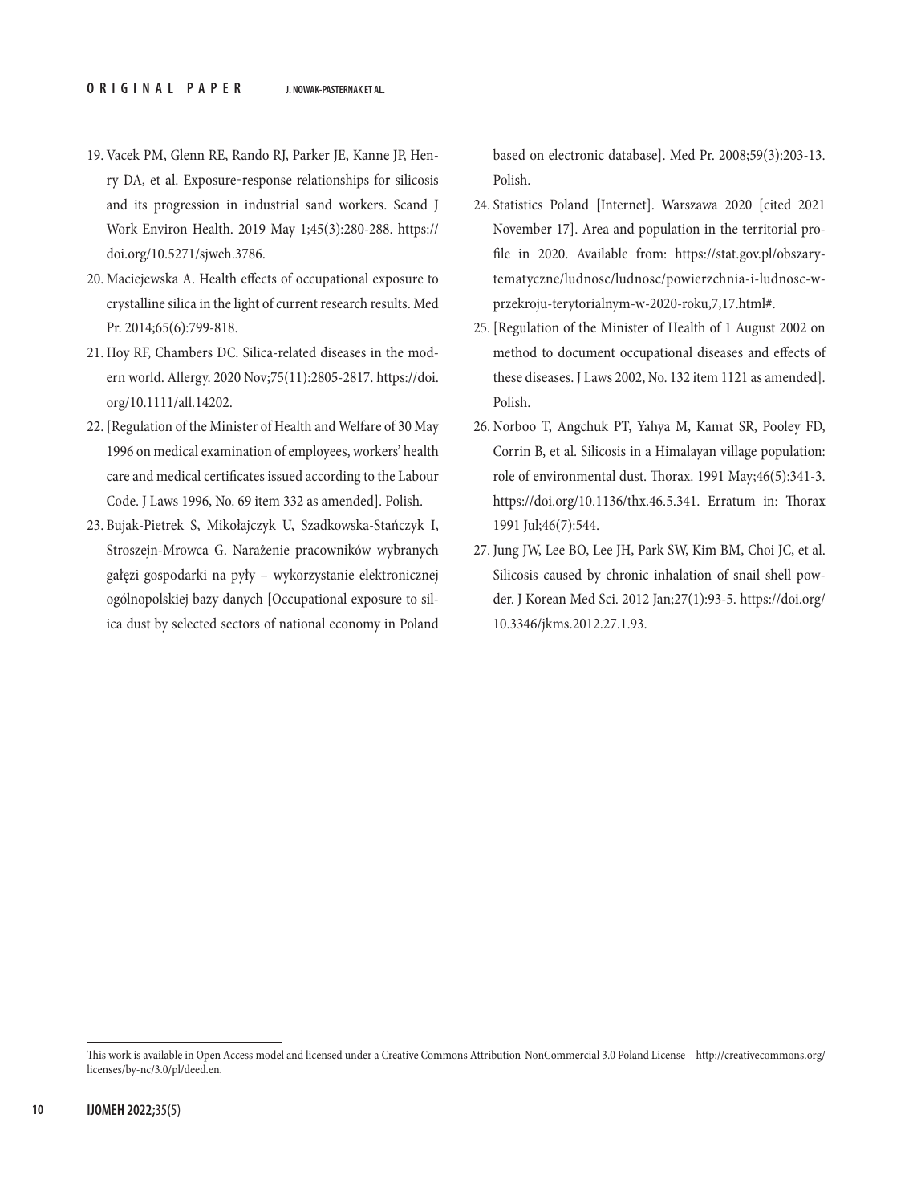19. Vacek PM, Glenn RE, Rando RJ, Parker JE, Kanne JP, Henry DA, et al. Exposure-response relationships for silicosis and its progression in industrial sand workers. Scand J Work Environ Health. 2019 May 1;45(3):280-288. https://doi.org/10.5271/sjweh.3786.
20. Maciejewska A. Health effects of occupational exposure to crystalline silica in the light of current research results. Med Pr. 2014;65(6):799-818.
21. Hoy RF, Chambers DC. Silica-related diseases in the modern world. Allergy. 2020 Nov;75(11):2805-2817. https://doi.org/10.1111/all.14202.
22. [Regulation of the Minister of Health and Welfare of 30 May 1996 on medical examination of employees, workers' health care and medical certificates issued according to the Labour Code. J Laws 1996, No. 69 item 332 as amended]. Polish.
23. Bujak-Pietrek S, Mikołajczyk U, Szadkowska-Stańczyk I, Stroszejn-Mrowca G. Narażenie pracowników wybranych gałęzi gospodarki na pyły – wykorzystanie elektronicznej ogólnopolskiej bazy danych [Occupational exposure to silica dust by selected sectors of national economy in Poland based on electronic database]. Med Pr. 2008;59(3):203-13. Polish.
24. Statistics Poland [Internet]. Warszawa 2020 [cited 2021 November 17]. Area and population in the territorial profile in 2020. Available from: https://stat.gov.pl/obszary-tematyczne/ludnosc/ludnosc/powierzchnia-i-ludnosc-w-przekroju-terytorialnym-w-2020-roku,7,17.html#.
25. [Regulation of the Minister of Health of 1 August 2002 on method to document occupational diseases and effects of these diseases. J Laws 2002, No. 132 item 1121 as amended]. Polish.
26. Norboo T, Angchuk PT, Yahya M, Kamat SR, Pooley FD, Corrin B, et al. Silicosis in a Himalayan village population: role of environmental dust. Thorax. 1991 May;46(5):341-3. https://doi.org/10.1136/thx.46.5.341. Erratum in: Thorax 1991 Jul;46(7):544.
27. Jung JW, Lee BO, Lee JH, Park SW, Kim BM, Choi JC, et al. Silicosis caused by chronic inhalation of snail shell powder. J Korean Med Sci. 2012 Jan;27(1):93-5. https://doi.org/10.3346/jkms.2012.27.1.93.

This work is available in Open Access model and licensed under a Creative Commons Attribution-NonCommercial 3.0 Poland License – http://creativecommons.org/licenses/by-nc/3.0/pl/deed.en.